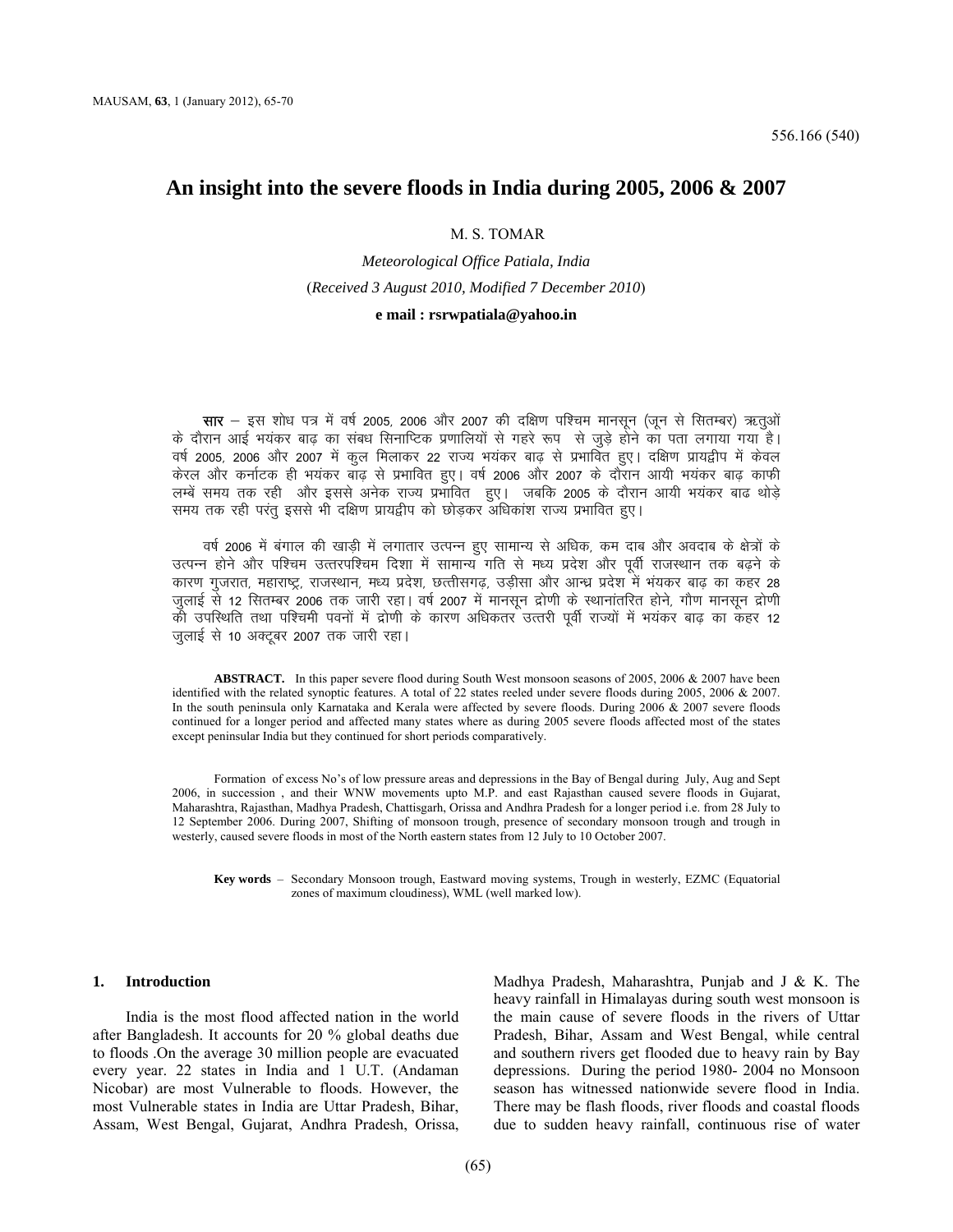556.166 (540)

# An insight into the severe floods in India during 2005, 2006 & 2007

M. S. TOMAR

*Meteorological Office Patiala, India*

(*Received 3 August 2010, Modified 7 December 2010*)

**e mail : rsrwpatiala@yahoo.in**

**सार** – इस शोध पत्र में वर्ष 2005, 2006 और 2007 की दक्षिण पश्चिम मानसून (जून से सितम्बर) ऋतुओं के दौरान आई भयंकर बाढ़ का संबध सिनाप्टिक प्रणालियों से गहरे रूप से जुड़े होने का पता लगाया गया है। वर्ष 2005, 2006 और 2007 में कुल मिलाकर 22 राज्य भयंकर बाढ़ से प्रभावित हुए। दक्षिण प्रायद्वीप में केवल केरल और कर्नाटक ही भयंकर बाढ़ से प्रभावित हुए। वर्ष 2006 और 2007 के दौरान आयी भयंकर बाढ़ काफी लम्बें समय तक रही और इससे अनेक राज्य प्रभावित हुए। जबकि 2005 के दौरान आयी भयंकर बाढ थोड़े समय तक रही परंतु इससे भी दक्षिण प्रायद्वीप को छोड़कर अधिकांश राज्य प्रभावित हुए।

वर्ष 2006 में बंगाल की खाड़ी में लगातार उत्पन्न हुए सामान्य से अधिक, कम दाब और अवदाब के क्षेत्रों के उत्पन्न होने और पश्चिम उत्तरपश्चिम दिशा में सामान्य गति से मध्य प्रदेश और पूर्वी राजस्थान तक बढ़ने के कारण गुजरात, महाराष्ट्र, राजस्थान, मध्य प्रदेश, छत्तीसगढ़, उड़ीसा और आन्ध्र प्रदेश में भंयकर बाढ़ का कहर 28 जुलाई से 12 सितम्बर 2006 तक जारी रहा। वर्ष 2007 में मानसून द्रोणी के स्थानांतरित होने, गौण मानसून द्रोणी की उपस्थिति तथा पश्चिमी पवनों में द्रोणी के कारण अधिकतर उत्तरी पूर्वी राज्यों में भंयकर बाढ़ का कहर 12 जुलाई से 10 अक्टूबर 2007 तक जारी रहा।

**ABSTRACT.** In this paper severe flood during South West monsoon seasons of 2005, 2006 & 2007 have been identified with the related synoptic features. A total of 22 states reeled under severe floods during 2005, 2006 & 2007. In the south peninsula only Karnataka and Kerala were affected by severe floods. During 2006 & 2007 severe floods continued for a longer period and affected many states where as during 2005 severe floods affected most of the states except peninsular India but they continued for short periods comparatively.

Formation of excess No's of low pressure areas and depressions in the Bay of Bengal during July, Aug and Sept 2006, in succession , and their WNW movements upto M.P. and east Rajasthan caused severe floods in Gujarat, Maharashtra, Rajasthan, Madhya Pradesh, Chattisgarh, Orissa and Andhra Pradesh for a longer period i.e. from 28 July to 12 September 2006. During 2007, Shifting of monsoon trough, presence of secondary monsoon trough and trough in westerly, caused severe floods in most of the North eastern states from 12 July to 10 October 2007.

**Key words** – Secondary Monsoon trough, Eastward moving systems, Trough in westerly, EZMC (Equatorial zones of maximum cloudiness), WML (well marked low).

## 1. Introduction

India is the most flood affected nation in the world after Bangladesh. It accounts for 20 % global deaths due to floods .On the average 30 million people are evacuated every year. 22 states in India and 1 U.T. (Andaman Nicobar) are most Vulnerable to floods. However, the most Vulnerable states in India are Uttar Pradesh, Bihar, Assam, West Bengal, Gujarat, Andhra Pradesh, Orissa, Madhya Pradesh, Maharashtra, Punjab and J & K. The heavy rainfall in Himalayas during south west monsoon is the main cause of severe floods in the rivers of Uttar Pradesh, Bihar, Assam and West Bengal, while central and southern rivers get flooded due to heavy rain by Bay depressions. During the period 1980- 2004 no Monsoon season has witnessed nationwide severe flood in India. There may be flash floods, river floods and coastal floods due to sudden heavy rainfall, continuous rise of water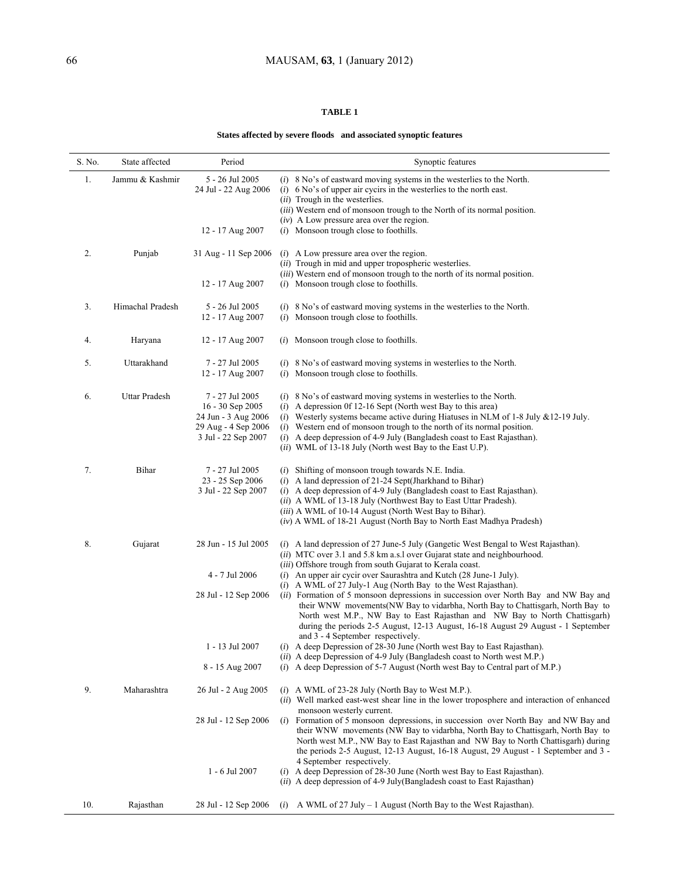**TABLE 1**

**States affected by severe floods and associated synoptic features**

| S. No. | State affected | Period | Synoptic features |
|---|---|---|---|
| 1. | Jammu & Kashmir | 5 - 26 Jul 2005 | (*i*) 8 No's of eastward moving systems in the westerlies to the North. |
| | | 24 Jul - 22 Aug 2006 | (*i*) 6 No's of upper air cycirs in the westerlies to the north east.<br>(*ii*) Trough in the westerlies.<br>(*iii*) Western end of monsoon trough to the North of its normal position.<br>(*iv*) A Low pressure area over the region. |
| | | 12 - 17 Aug 2007 | (*i*) Monsoon trough close to foothills. |
| 2. | Punjab | 31 Aug - 11 Sep 2006 | (*i*) A Low pressure area over the region.<br>(*ii*) Trough in mid and upper tropospheric westerlies.<br>(*iii*) Western end of monsoon trough to the north of its normal position. |
| | | 12 - 17 Aug 2007 | (*i*) Monsoon trough close to foothills. |
| 3. | Himachal Pradesh | 5 - 26 Jul 2005 | (*i*) 8 No's of eastward moving systems in the westerlies to the North. |
| | | 12 - 17 Aug 2007 | (*i*) Monsoon trough close to foothills. |
| 4. | Haryana | 12 - 17 Aug 2007 | (*i*) Monsoon trough close to foothills. |
| 5. | Uttarakhand | 7 - 27 Jul 2005 | (*i*) 8 No's of eastward moving systems in westerlies to the North. |
| | | 12 - 17 Aug 2007 | (*i*) Monsoon trough close to foothills. |
| 6. | Uttar Pradesh | 7 - 27 Jul 2005 | (*i*) 8 No's of eastward moving systems in westerlies to the North. |
| | | 16 - 30 Sep 2005 | (*i*) A depression 0f 12-16 Sept (North west Bay to this area) |
| | | 24 Jun - 3 Aug 2006 | (*i*) Westerly systems became active during Hiatuses in NLM of 1-8 July &12-19 July. |
| | | 29 Aug - 4 Sep 2006 | (*i*) Western end of monsoon trough to the north of its normal position. |
| | | 3 Jul - 22 Sep 2007 | (*i*) A deep depression of 4-9 July (Bangladesh coast to East Rajasthan).<br>(*ii*) WML of 13-18 July (North west Bay to the East U.P). |
| 7. | Bihar | 7 - 27 Jul 2005 | (*i*) Shifting of monsoon trough towards N.E. India. |
| | | 23 - 25 Sep 2006 | (*i*) A land depression of 21-24 Sept(Jharkhand to Bihar) |
| | | 3 Jul - 22 Sep 2007 | (*i*) A deep depression of 4-9 July (Bangladesh coast to East Rajasthan).<br>(*ii*) A WML of 13-18 July (Northwest Bay to East Uttar Pradesh).<br>(*iii*) A WML of 10-14 August (North West Bay to Bihar).<br>(*iv*) A WML of 18-21 August (North Bay to North East Madhya Pradesh) |
| 8. | Gujarat | 28 Jun - 15 Jul 2005 | (*i*) A land depression of 27 June-5 July (Gangetic West Bengal to West Rajasthan).<br>(*ii*) MTC over 3.1 and 5.8 km a.s.l over Gujarat state and neighbourhood.<br>(*iii*) Offshore trough from south Gujarat to Kerala coast. |
| | | 4 - 7 Jul 2006 | (*i*) An upper air cycir over Saurashtra and Kutch (28 June-1 July). |
| | | 28 Jul - 12 Sep 2006 | (*i*) A WML of 27 July-1 Aug (North Bay to the West Rajasthan).<br>(*ii*) Formation of 5 monsoon depressions in succession over North Bay and NW Bay and their WNW movements(NW Bay to vidarbha, North Bay to Chattisgarh, North Bay to North west M.P., NW Bay to East Rajasthan and NW Bay to North Chattisgarh) during the periods 2-5 August, 12-13 August, 16-18 August 29 August - 1 September and 3 - 4 September respectively. |
| | | 1 - 13 Jul 2007 | (*i*) A deep Depression of 28-30 June (North west Bay to East Rajasthan).<br>(*ii*) A deep Depression of 4-9 July (Bangladesh coast to North west M.P.) |
| | | 8 - 15 Aug 2007 | (*i*) A deep Depression of 5-7 August (North west Bay to Central part of M.P.) |
| 9. | Maharashtra | 26 Jul - 2 Aug 2005 | (*i*) A WML of 23-28 July (North Bay to West M.P.).<br>(*ii*) Well marked east-west shear line in the lower troposphere and interaction of enhanced monsoon westerly current. |
| | | 28 Jul - 12 Sep 2006 | (*i*) Formation of 5 monsoon depressions, in succession over North Bay and NW Bay and their WNW movements (NW Bay to vidarbha, North Bay to Chattisgarh, North Bay to North west M.P., NW Bay to East Rajasthan and NW Bay to North Chattisgarh) during the periods 2-5 August, 12-13 August, 16-18 August, 29 August - 1 September and 3 - 4 September respectively. |
| | | 1 - 6 Jul 2007 | (*i*) A deep Depression of 28-30 June (North west Bay to East Rajasthan).<br>(*ii*) A deep depression of 4-9 July(Bangladesh coast to East Rajasthan) |
| 10. | Rajasthan | 28 Jul - 12 Sep 2006 | (*i*) A WML of 27 July – 1 August (North Bay to the West Rajasthan). |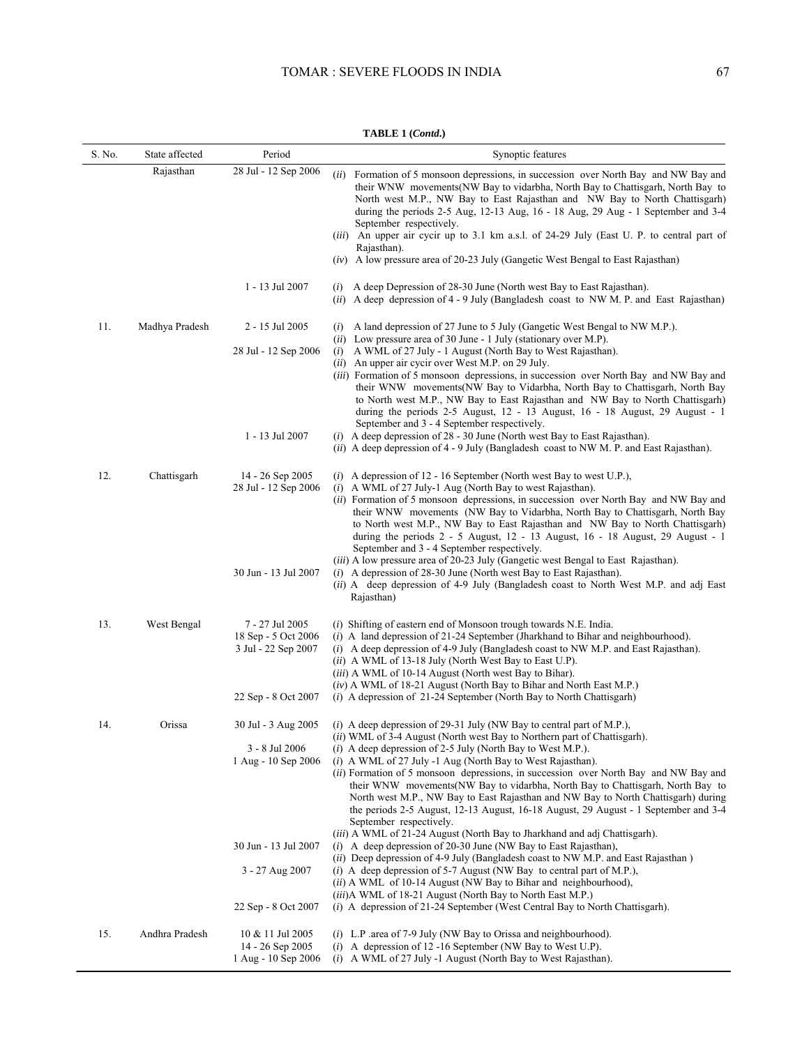**TABLE 1 (*Contd*.)**

| S. No. | State affected | Period | Synoptic features |
|---|---|---|---|
| | Rajasthan | 28 Jul - 12 Sep 2006 | (*ii*) Formation of 5 monsoon depressions, in succession over North Bay and NW Bay and their WNW movements(NW Bay to vidarbha, North Bay to Chattisgarh, North Bay to North west M.P., NW Bay to East Rajasthan and NW Bay to North Chattisgarh) during the periods 2-5 Aug, 12-13 Aug, 16 - 18 Aug, 29 Aug - 1 September and 3-4 September respectively.<br>(*iii*) An upper air cycir up to 3.1 km a.s.l. of 24-29 July (East U. P. to central part of Rajasthan).<br>(*iv*) A low pressure area of 20-23 July (Gangetic West Bengal to East Rajasthan) |
| | | 1 - 13 Jul 2007 | (*i*) A deep Depression of 28-30 June (North west Bay to East Rajasthan).<br>(*ii*) A deep depression of 4 - 9 July (Bangladesh coast to NW M. P. and East Rajasthan) |
| 11. | Madhya Pradesh | 2 - 15 Jul 2005 | (*i*) A land depression of 27 June to 5 July (Gangetic West Bengal to NW M.P.).<br>(*ii*) Low pressure area of 30 June - 1 July (stationary over M.P). |
| | | 28 Jul - 12 Sep 2006 | (*i*) A WML of 27 July - 1 August (North Bay to West Rajasthan).<br>(*ii*) An upper air cycir over West M.P. on 29 July.<br>(*iii*) Formation of 5 monsoon depressions, in succession over North Bay and NW Bay and their WNW movements(NW Bay to Vidarbha, North Bay to Chattisgarh, North Bay to North west M.P., NW Bay to East Rajasthan and NW Bay to North Chattisgarh) during the periods 2-5 August, 12 - 13 August, 16 - 18 August, 29 August - 1 September and 3 - 4 September respectively. |
| | | 1 - 13 Jul 2007 | (*i*) A deep depression of 28 - 30 June (North west Bay to East Rajasthan).<br>(*ii*) A deep depression of 4 - 9 July (Bangladesh coast to NW M. P. and East Rajasthan). |
| 12. | Chattisgarh | 14 - 26 Sep 2005 | (*i*) A depression of 12 - 16 September (North west Bay to west U.P.), |
| | | 28 Jul - 12 Sep 2006 | (*i*) A WML of 27 July-1 Aug (North Bay to west Rajasthan).<br>(*ii*) Formation of 5 monsoon depressions, in succession over North Bay and NW Bay and their WNW movements (NW Bay to Vidarbha, North Bay to Chattisgarh, North Bay to North west M.P., NW Bay to East Rajasthan and NW Bay to North Chattisgarh) during the periods 2 - 5 August, 12 - 13 August, 16 - 18 August, 29 August - 1 September and 3 - 4 September respectively.<br>(*iii*) A low pressure area of 20-23 July (Gangetic west Bengal to East Rajasthan). |
| | | 30 Jun - 13 Jul 2007 | (*i*) A depression of 28-30 June (North west Bay to East Rajasthan).<br>(*ii*) A deep depression of 4-9 July (Bangladesh coast to North West M.P. and adj East Rajasthan) |
| 13. | West Bengal | 7 - 27 Jul 2005 | (*i*) Shifting of eastern end of Monsoon trough towards N.E. India. |
| | | 18 Sep - 5 Oct 2006 | (*i*) A land depression of 21-24 September (Jharkhand to Bihar and neighbourhood). |
| | | 3 Jul - 22 Sep 2007 | (*i*) A deep depression of 4-9 July (Bangladesh coast to NW M.P. and East Rajasthan).<br>(*ii*) A WML of 13-18 July (North West Bay to East U.P).<br>(*iii*) A WML of 10-14 August (North west Bay to Bihar).<br>(*iv*) A WML of 18-21 August (North Bay to Bihar and North East M.P.) |
| | | 22 Sep - 8 Oct 2007 | (*i*) A depression of 21-24 September (North Bay to North Chattisgarh) |
| 14. | Orissa | 30 Jul - 3 Aug 2005 | (*i*) A deep depression of 29-31 July (NW Bay to central part of M.P.),<br>(*ii*) WML of 3-4 August (North west Bay to Northern part of Chattisgarh). |
| | | 3 - 8 Jul 2006 | (*i*) A deep depression of 2-5 July (North Bay to West M.P.). |
| | | 1 Aug - 10 Sep 2006 | (*i*) A WML of 27 July -1 Aug (North Bay to West Rajasthan).<br>(*ii*) Formation of 5 monsoon depressions, in succession over North Bay and NW Bay and their WNW movements(NW Bay to vidarbha, North Bay to Chattisgarh, North Bay to North west M.P., NW Bay to East Rajasthan and NW Bay to North Chattisgarh) during the periods 2-5 August, 12-13 August, 16-18 August, 29 August - 1 September and 3-4 September respectively.<br>(*iii*) A WML of 21-24 August (North Bay to Jharkhand and adj Chattisgarh). |
| | | 30 Jun - 13 Jul 2007 | (*i*) A deep depression of 20-30 June (NW Bay to East Rajasthan),<br>(*ii*) Deep depression of 4-9 July (Bangladesh coast to NW M.P. and East Rajasthan ) |
| | | 3 - 27 Aug 2007 | (*i*) A deep depression of 5-7 August (NW Bay to central part of M.P.),<br>(*ii*) A WML of 10-14 August (NW Bay to Bihar and neighbourhood),<br>(*iii*)A WML of 18-21 August (North Bay to North East M.P.) |
| | | 22 Sep - 8 Oct 2007 | (*i*) A depression of 21-24 September (West Central Bay to North Chattisgarh). |
| 15. | Andhra Pradesh | 10 & 11 Jul 2005 | (*i*) L.P .area of 7-9 July (NW Bay to Orissa and neighbourhood). |
| | | 14 - 26 Sep 2005 | (*i*) A depression of 12 -16 September (NW Bay to West U.P). |
| | | 1 Aug - 10 Sep 2006 | (*i*) A WML of 27 July -1 August (North Bay to West Rajasthan). |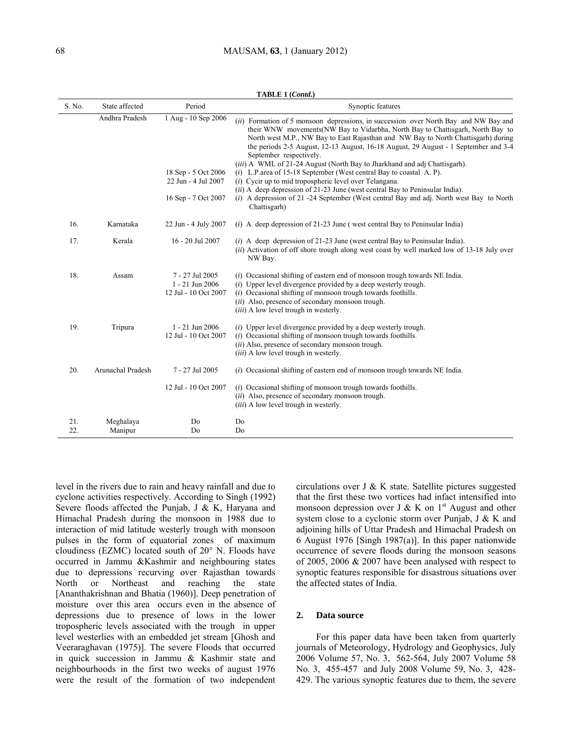**TABLE 1 (*Contd.*)**

| S. No. | State affected | Period | Synoptic features |
|---|---|---|---|
| | Andhra Pradesh | 1 Aug - 10 Sep 2006 | (*ii*) Formation of 5 monsoon depressions, in succession over North Bay and NW Bay and their WNW movements(NW Bay to Vidarbha, North Bay to Chattisgarh, North Bay to North west M.P., NW Bay to East Rajasthan and NW Bay to North Chattisgarh) during the periods 2-5 August, 12-13 August, 16-18 August, 29 August - 1 September and 3-4 September respectively. (*iii*) A WML of 21-24 August (North Bay to Jharkhand and adj Chattisgarh). |
| | | 18 Sep - 5 Oct 2006 | (*i*) L.P.area of 15-18 September (West central Bay to coastal A. P). |
| | | 22 Jun - 4 Jul 2007 | (*i*) Cycir up to mid tropospheric level over Telangana. (*ii*) A deep depression of 21-23 June (west central Bay to Peninsular India). |
| | | 16 Sep - 7 Oct 2007 | (*i*) A depression of 21 -24 September (West central Bay and adj. North west Bay to North Chattisgarh) |
| 16. | Karnataka | 22 Jun - 4 July 2007 | (*i*) A deep depression of 21-23 June ( west central Bay to Peninsular India) |
| 17. | Kerala | 16 - 20 Jul 2007 | (*i*) A deep depression of 21-23 June (west central Bay to Peninsular India). (*ii*) Activation of off shore trough along west coast by well marked low of 13-18 July over NW Bay. |
| 18. | Assam | 7 - 27 Jul 2005 | (*i*) Occasional shifting of eastern end of monsoon trough towards NE India. |
| | | 1 - 21 Jun 2006 | (*i*) Upper level divergence provided by a deep westerly trough. |
| | | 12 Jul - 10 Oct 2007 | (*i*) Occasional shifting of monsoon trough towards foothills. (*ii*) Also, presence of secondary monsoon trough. (*iii*) A low level trough in westerly. |
| 19. | Tripura | 1 - 21 Jun 2006 | (*i*) Upper level divergence provided by a deep westerly trough. |
| | | 12 Jul - 10 Oct 2007 | (*i*) Occasional shifting of monsoon trough towards foothills. (*ii*) Also, presence of secondary monsoon trough. (*iii*) A low level trough in westerly. |
| 20. | Arunachal Pradesh | 7 - 27 Jul 2005 | (*i*) Occasional shifting of eastern end of monsoon trough towards NE India. |
| | | 12 Jul - 10 Oct 2007 | (*i*) Occasional shifting of monsoon trough towards foothills. (*ii*) Also, presence of secondary monsoon trough. (*iii*) A low level trough in westerly. |
| 21. | Meghalaya | Do | Do |
| 22. | Manipur | Do | Do |

level in the rivers due to rain and heavy rainfall and due to cyclone activities respectively. According to Singh (1992) Severe floods affected the Punjab, J & K, Haryana and Himachal Pradesh during the monsoon in 1988 due to interaction of mid latitude westerly trough with monsoon pulses in the form of equatorial zones of maximum cloudiness (EZMC) located south of 20° N. Floods have occurred in Jammu &Kashmir and neighbouring states due to depressions recurving over Rajasthan towards North or Northeast and reaching the state [Ananthakrishnan and Bhatia (1960)]. Deep penetration of moisture over this area occurs even in the absence of depressions due to presence of lows in the lower tropospheric levels associated with the trough in upper level westerlies with an embedded jet stream [Ghosh and Veeraraghavan (1975)]. The severe Floods that occurred in quick succession in Jammu & Kashmir state and neighbourhoods in the first two weeks of august 1976 were the result of the formation of two independent circulations over J & K state. Satellite pictures suggested that the first these two vortices had infact intensified into monsoon depression over J & K on 1st August and other system close to a cyclonic storm over Punjab, J & K and adjoining hills of Uttar Pradesh and Himachal Pradesh on 6 August 1976 [Singh 1987(a)]. In this paper nationwide occurrence of severe floods during the monsoon seasons of 2005, 2006 & 2007 have been analysed with respect to synoptic features responsible for disastrous situations over the affected states of India.

## 2. Data source

For this paper data have been taken from quarterly journals of Meteorology, Hydrology and Geophysics, July 2006 Volume 57, No. 3, 562-564, July 2007 Volume 58 No. 3, 455-457 and July 2008 Volume 59, No. 3, 428-429. The various synoptic features due to them, the severe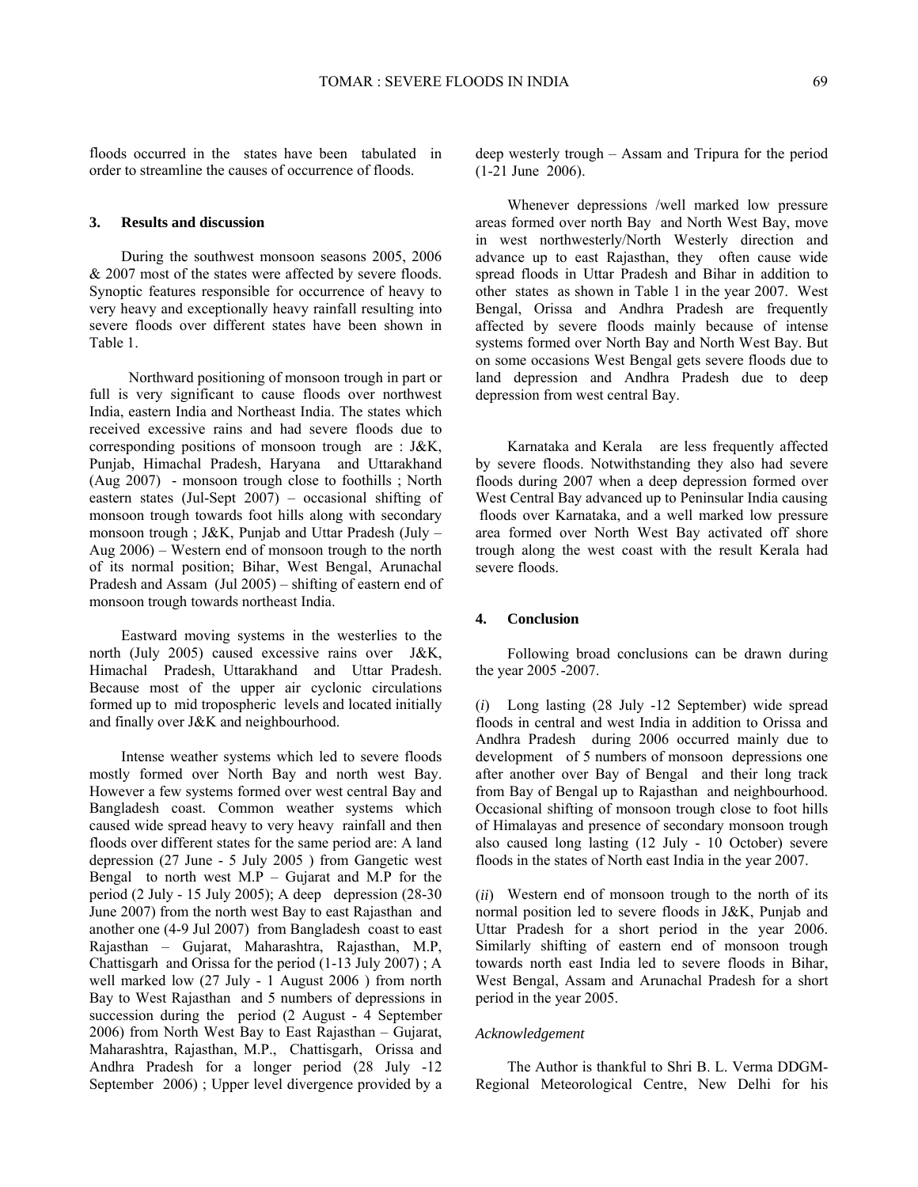floods occurred in the states have been tabulated in order to streamline the causes of occurrence of floods.

## 3. Results and discussion

During the southwest monsoon seasons 2005, 2006 & 2007 most of the states were affected by severe floods. Synoptic features responsible for occurrence of heavy to very heavy and exceptionally heavy rainfall resulting into severe floods over different states have been shown in Table 1.

Northward positioning of monsoon trough in part or full is very significant to cause floods over northwest India, eastern India and Northeast India. The states which received excessive rains and had severe floods due to corresponding positions of monsoon trough are : J&K, Punjab, Himachal Pradesh, Haryana and Uttarakhand (Aug 2007) - monsoon trough close to foothills ; North eastern states (Jul-Sept 2007) – occasional shifting of monsoon trough towards foot hills along with secondary monsoon trough ; J&K, Punjab and Uttar Pradesh (July – Aug 2006) – Western end of monsoon trough to the north of its normal position; Bihar, West Bengal, Arunachal Pradesh and Assam (Jul 2005) – shifting of eastern end of monsoon trough towards northeast India.

Eastward moving systems in the westerlies to the north (July 2005) caused excessive rains over J&K, Himachal Pradesh, Uttarakhand and Uttar Pradesh. Because most of the upper air cyclonic circulations formed up to mid tropospheric levels and located initially and finally over J&K and neighbourhood.

Intense weather systems which led to severe floods mostly formed over North Bay and north west Bay. However a few systems formed over west central Bay and Bangladesh coast. Common weather systems which caused wide spread heavy to very heavy rainfall and then floods over different states for the same period are: A land depression (27 June - 5 July 2005 ) from Gangetic west Bengal to north west M.P – Gujarat and M.P for the period (2 July - 15 July 2005); A deep depression (28-30 June 2007) from the north west Bay to east Rajasthan and another one (4-9 Jul 2007) from Bangladesh coast to east Rajasthan – Gujarat, Maharashtra, Rajasthan, M.P, Chattisgarh and Orissa for the period (1-13 July 2007) ; A well marked low (27 July - 1 August 2006 ) from north Bay to West Rajasthan and 5 numbers of depressions in succession during the period (2 August - 4 September 2006) from North West Bay to East Rajasthan – Gujarat, Maharashtra, Rajasthan, M.P., Chattisgarh, Orissa and Andhra Pradesh for a longer period (28 July -12 September 2006) ; Upper level divergence provided by a deep westerly trough – Assam and Tripura for the period (1-21 June 2006).

Whenever depressions /well marked low pressure areas formed over north Bay and North West Bay, move in west northwesterly/North Westerly direction and advance up to east Rajasthan, they often cause wide spread floods in Uttar Pradesh and Bihar in addition to other states as shown in Table 1 in the year 2007. West Bengal, Orissa and Andhra Pradesh are frequently affected by severe floods mainly because of intense systems formed over North Bay and North West Bay. But on some occasions West Bengal gets severe floods due to land depression and Andhra Pradesh due to deep depression from west central Bay.

Karnataka and Kerala are less frequently affected by severe floods. Notwithstanding they also had severe floods during 2007 when a deep depression formed over West Central Bay advanced up to Peninsular India causing floods over Karnataka, and a well marked low pressure area formed over North West Bay activated off shore trough along the west coast with the result Kerala had severe floods.

## 4. Conclusion

Following broad conclusions can be drawn during the year 2005 -2007.

(*i*) Long lasting (28 July -12 September) wide spread floods in central and west India in addition to Orissa and Andhra Pradesh during 2006 occurred mainly due to development of 5 numbers of monsoon depressions one after another over Bay of Bengal and their long track from Bay of Bengal up to Rajasthan and neighbourhood. Occasional shifting of monsoon trough close to foot hills of Himalayas and presence of secondary monsoon trough also caused long lasting (12 July - 10 October) severe floods in the states of North east India in the year 2007.

(*ii*) Western end of monsoon trough to the north of its normal position led to severe floods in J&K, Punjab and Uttar Pradesh for a short period in the year 2006. Similarly shifting of eastern end of monsoon trough towards north east India led to severe floods in Bihar, West Bengal, Assam and Arunachal Pradesh for a short period in the year 2005.

*Acknowledgement*

The Author is thankful to Shri B. L. Verma DDGM-Regional Meteorological Centre, New Delhi for his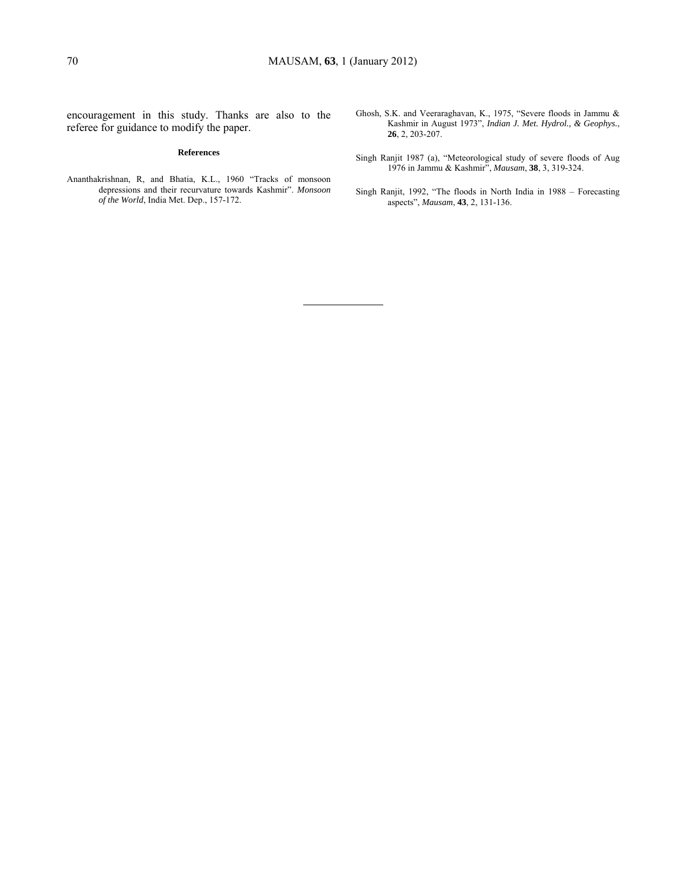encouragement in this study. Thanks are also to the referee for guidance to modify the paper.

### References

Ananthakrishnan, R, and Bhatia, K.L., 1960 "Tracks of monsoon depressions and their recurvature towards Kashmir". *Monsoon of the World*, India Met. Dep., 157-172.

Ghosh, S.K. and Veeraraghavan, K., 1975, "Severe floods in Jammu & Kashmir in August 1973", *Indian J. Met. Hydrol., & Geophys.*, **26**, 2, 203-207.

Singh Ranjit 1987 (a), "Meteorological study of severe floods of Aug 1976 in Jammu & Kashmir", *Mausam*, **38**, 3, 319-324.

Singh Ranjit, 1992, "The floods in North India in 1988 – Forecasting aspects", *Mausam*, **43**, 2, 131-136.